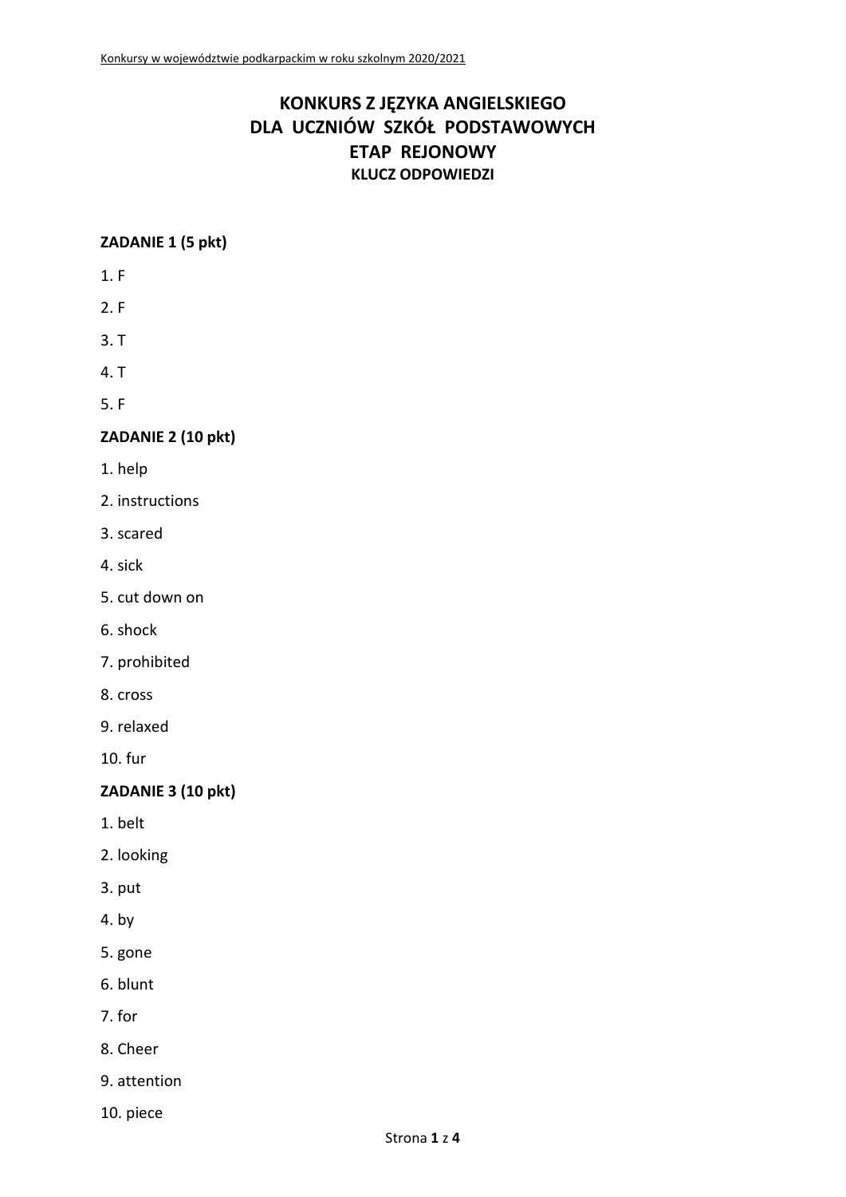# KONKURS Z JĘZYKA ANGIELSKIEGO
# DLA UCZNIÓW SZKÓŁ PODSTAWOWYCH
# ETAP REJONOWY
### KLUCZ ODPOWIEDZI

**ZADANIE 1 (5 pkt)**

1. F
2. F
3. T
4. T
5. F

**ZADANIE 2 (10 pkt)**

1. help
2. instructions
3. scared
4. sick
5. cut down on
6. shock
7. prohibited
8. cross
9. relaxed
10. fur

**ZADANIE 3 (10 pkt)**

1. belt
2. looking
3. put
4. by
5. gone
6. blunt
7. for
8. Cheer
9. attention
10. piece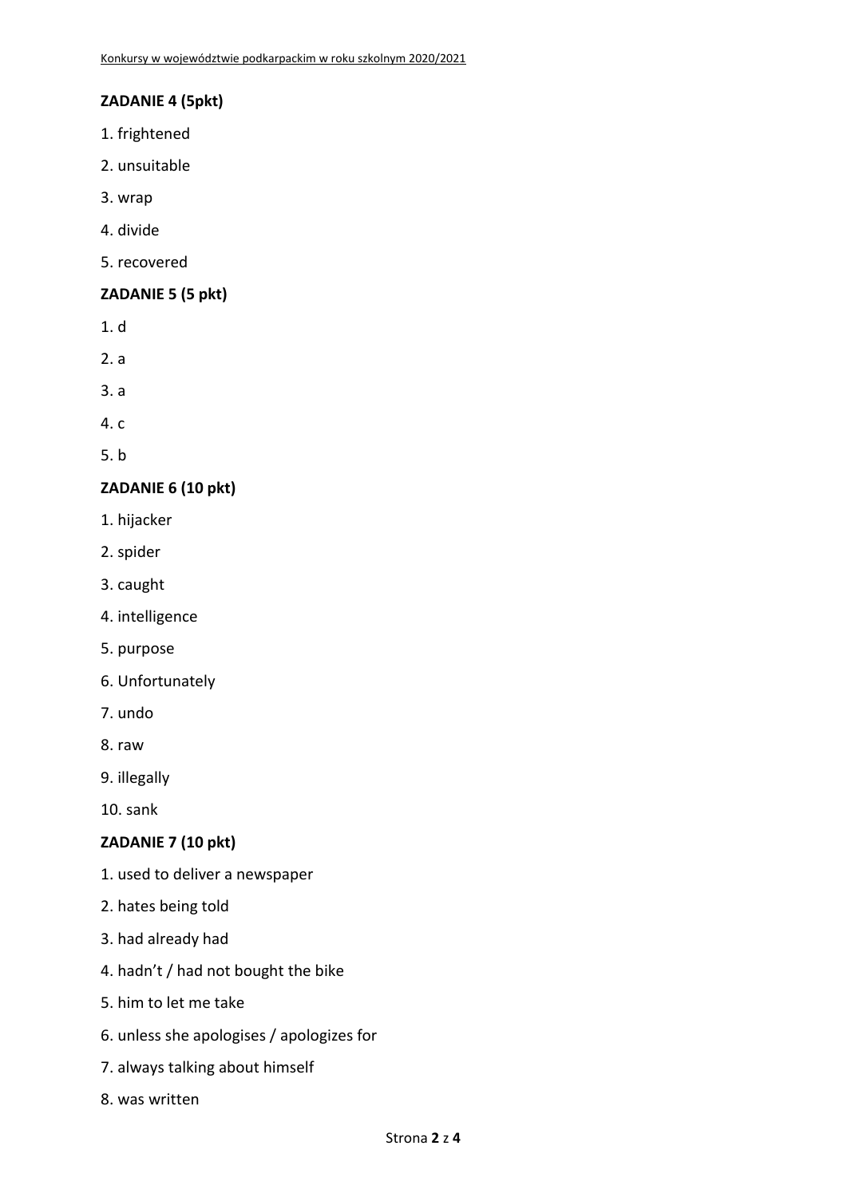**ZADANIE 4 (5pkt)**

1. frightened
2. unsuitable
3. wrap
4. divide
5. recovered

**ZADANIE 5 (5 pkt)**

1. d
2. a
3. a
4. c
5. b

**ZADANIE 6 (10 pkt)**

1. hijacker
2. spider
3. caught
4. intelligence
5. purpose
6. Unfortunately
7. undo
8. raw
9. illegally
10. sank

**ZADANIE 7 (10 pkt)**

1. used to deliver a newspaper
2. hates being told
3. had already had
4. hadn't / had not bought the bike
5. him to let me take
6. unless she apologises / apologizes for
7. always talking about himself
8. was written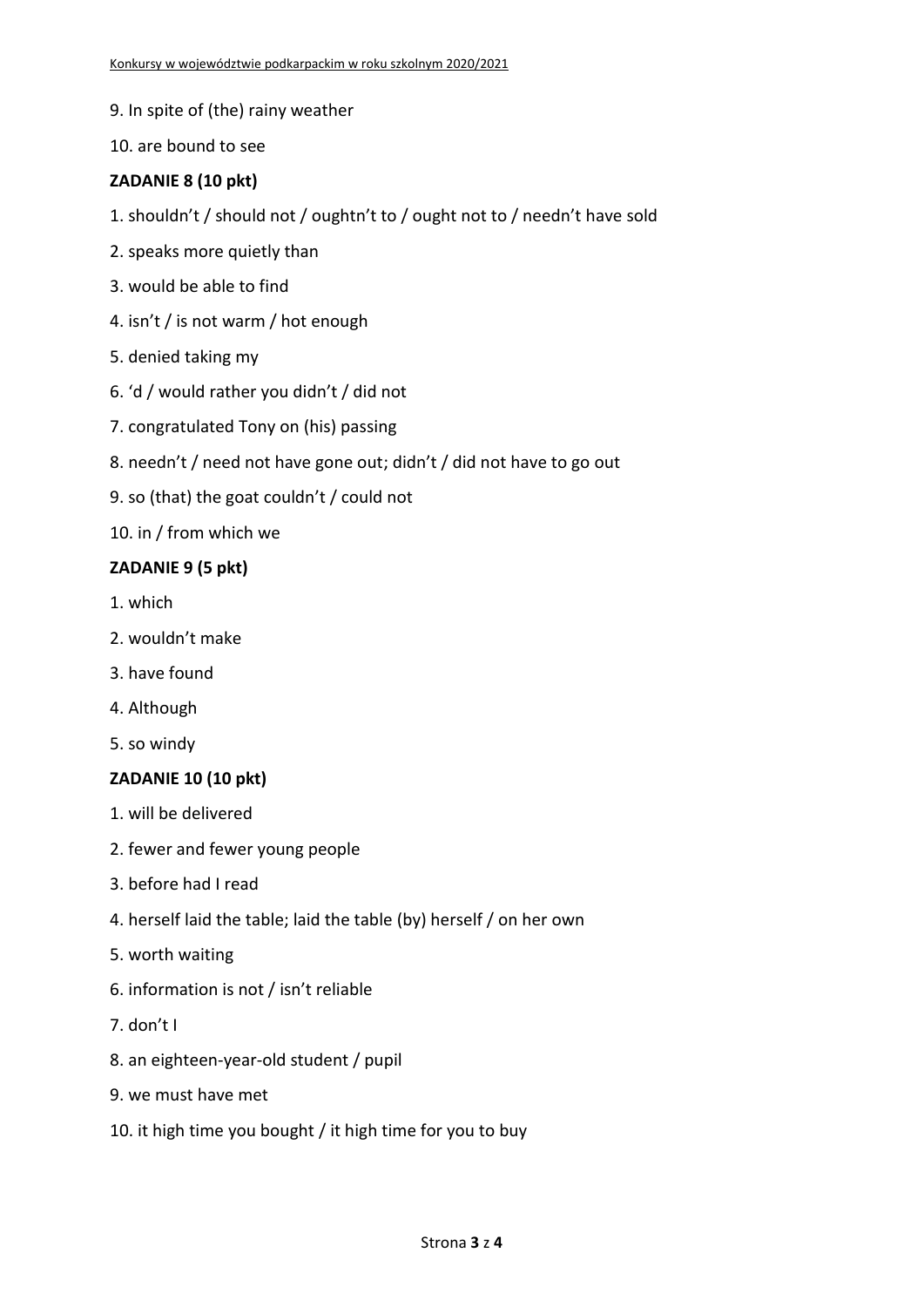9. In spite of (the) rainy weather

10. are bound to see

**ZADANIE 8 (10 pkt)**

1. shouldn't / should not / oughtn't to / ought not to / needn't have sold

2. speaks more quietly than

3. would be able to find

4. isn't / is not warm / hot enough

5. denied taking my

6. 'd / would rather you didn't / did not

7. congratulated Tony on (his) passing

8. needn't / need not have gone out; didn't / did not have to go out

9. so (that) the goat couldn't / could not

10. in / from which we

**ZADANIE 9 (5 pkt)**

1. which

2. wouldn't make

3. have found

4. Although

5. so windy

**ZADANIE 10 (10 pkt)**

1. will be delivered

2. fewer and fewer young people

3. before had I read

4. herself laid the table; laid the table (by) herself / on her own

5. worth waiting

6. information is not / isn't reliable

7. don't I

8. an eighteen-year-old student / pupil

9. we must have met

10. it high time you bought / it high time for you to buy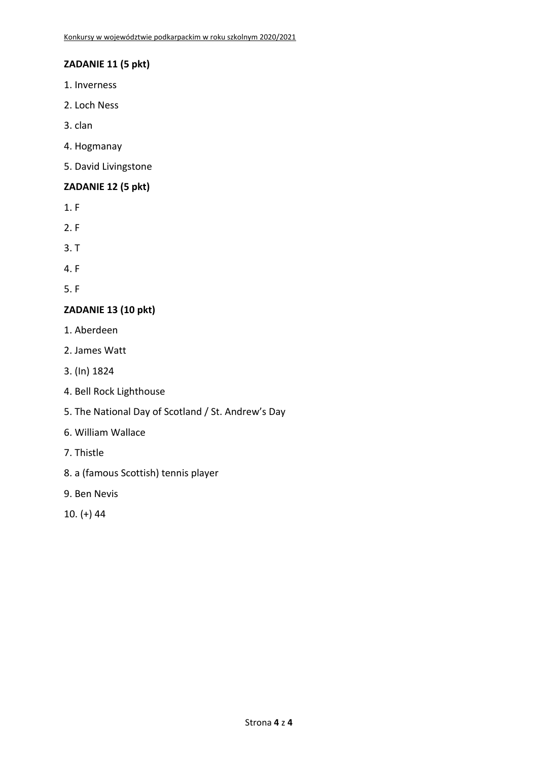**ZADANIE 11 (5 pkt)**

1. Inverness
2. Loch Ness
3. clan
4. Hogmanay
5. David Livingstone

**ZADANIE 12 (5 pkt)**

1. F
2. F
3. T
4. F
5. F

**ZADANIE 13 (10 pkt)**

1. Aberdeen
2. James Watt
3. (In) 1824
4. Bell Rock Lighthouse
5. The National Day of Scotland / St. Andrew's Day
6. William Wallace
7. Thistle
8. a (famous Scottish) tennis player
9. Ben Nevis
10. (+) 44